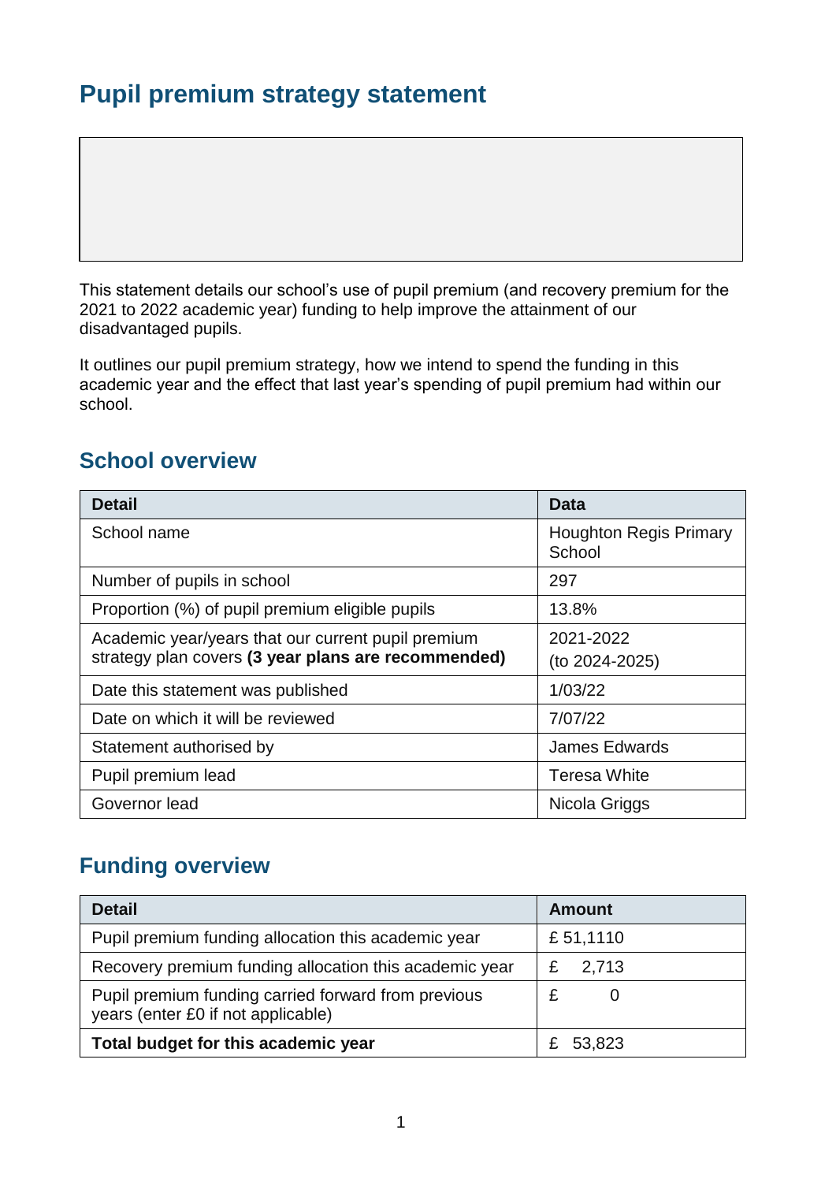# Pupil premium strategy statement

This statement details our school's use of pupil premium (and recovery premium for the 2021 to 2022 academic year) funding to help improve the attainment of our disadvantaged pupils.

It outlines our pupil premium strategy, how we intend to spend the funding in this academic year and the effect that last year's spending of pupil premium had within our school.

## School overview

| Detail | Data |
|---|---|
| School name | Houghton Regis Primary School |
| Number of pupils in school | 297 |
| Proportion (%) of pupil premium eligible pupils | 13.8% |
| Academic year/years that our current pupil premium strategy plan covers **(3 year plans are recommended)** | 2021-2022 (to 2024-2025) |
| Date this statement was published | 1/03/22 |
| Date on which it will be reviewed | 7/07/22 |
| Statement authorised by | James Edwards |
| Pupil premium lead | Teresa White |
| Governor lead | Nicola Griggs |

## Funding overview

| Detail | Amount |
|---|---|
| Pupil premium funding allocation this academic year | £ 51,1110 |
| Recovery premium funding allocation this academic year | £ 2,713 |
| Pupil premium funding carried forward from previous years (enter £0 if not applicable) | £ 0 |
| **Total budget for this academic year** | £ 53,823 |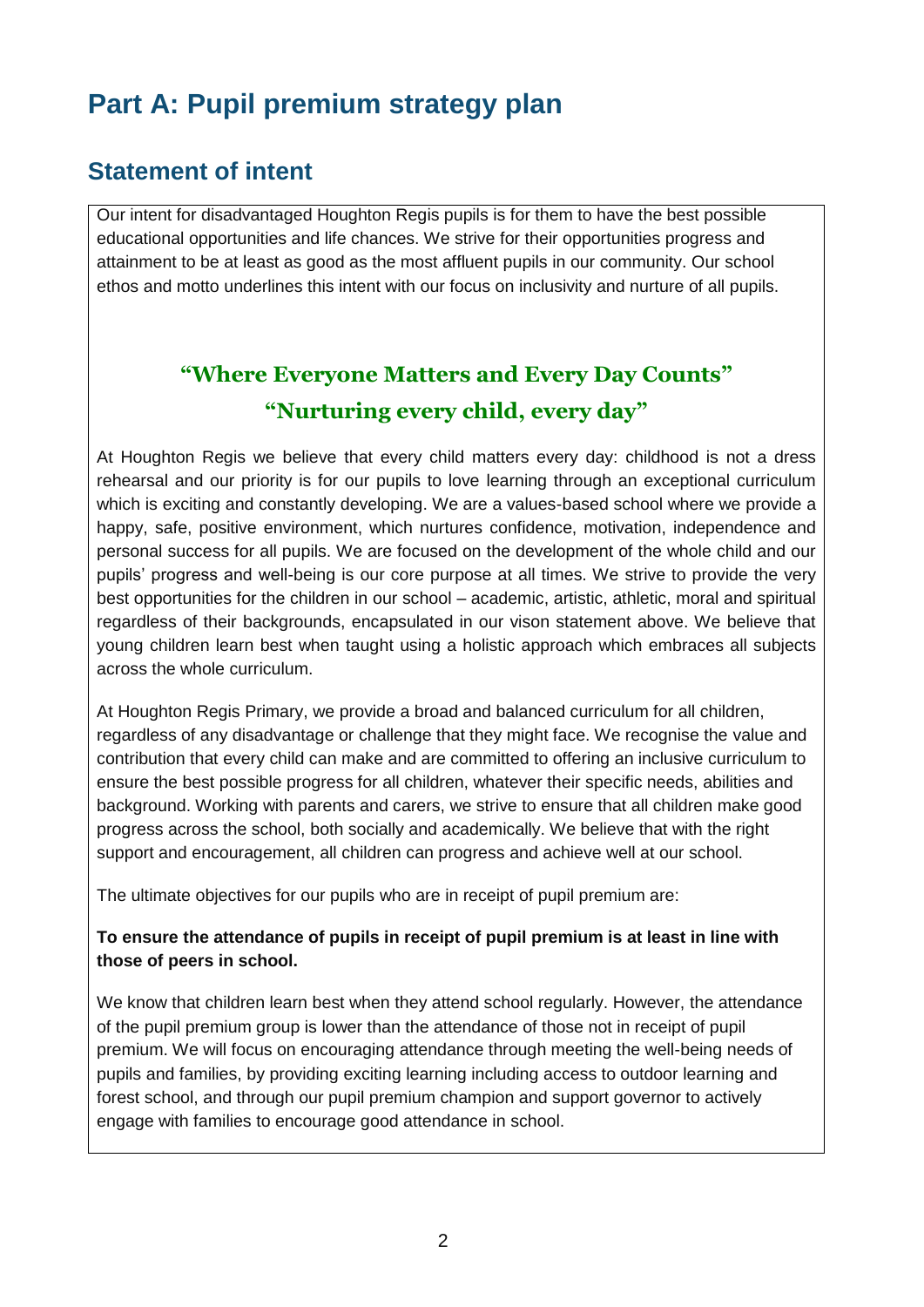# Part A: Pupil premium strategy plan

## Statement of intent

Our intent for disadvantaged Houghton Regis pupils is for them to have the best possible educational opportunities and life chances. We strive for their opportunities progress and attainment to be at least as good as the most affluent pupils in our community. Our school ethos and motto underlines this intent with our focus on inclusivity and nurture of all pupils.

**“Where Everyone Matters and Every Day Counts”**

**“Nurturing every child, every day”**

At Houghton Regis we believe that every child matters every day: childhood is not a dress rehearsal and our priority is for our pupils to love learning through an exceptional curriculum which is exciting and constantly developing. We are a values-based school where we provide a happy, safe, positive environment, which nurtures confidence, motivation, independence and personal success for all pupils. We are focused on the development of the whole child and our pupils’ progress and well-being is our core purpose at all times. We strive to provide the very best opportunities for the children in our school – academic, artistic, athletic, moral and spiritual regardless of their backgrounds, encapsulated in our vison statement above. We believe that young children learn best when taught using a holistic approach which embraces all subjects across the whole curriculum.

At Houghton Regis Primary, we provide a broad and balanced curriculum for all children, regardless of any disadvantage or challenge that they might face. We recognise the value and contribution that every child can make and are committed to offering an inclusive curriculum to ensure the best possible progress for all children, whatever their specific needs, abilities and background. Working with parents and carers, we strive to ensure that all children make good progress across the school, both socially and academically. We believe that with the right support and encouragement, all children can progress and achieve well at our school.

The ultimate objectives for our pupils who are in receipt of pupil premium are:

**To ensure the attendance of pupils in receipt of pupil premium is at least in line with those of peers in school.**

We know that children learn best when they attend school regularly. However, the attendance of the pupil premium group is lower than the attendance of those not in receipt of pupil premium. We will focus on encouraging attendance through meeting the well-being needs of pupils and families, by providing exciting learning including access to outdoor learning and forest school, and through our pupil premium champion and support governor to actively engage with families to encourage good attendance in school.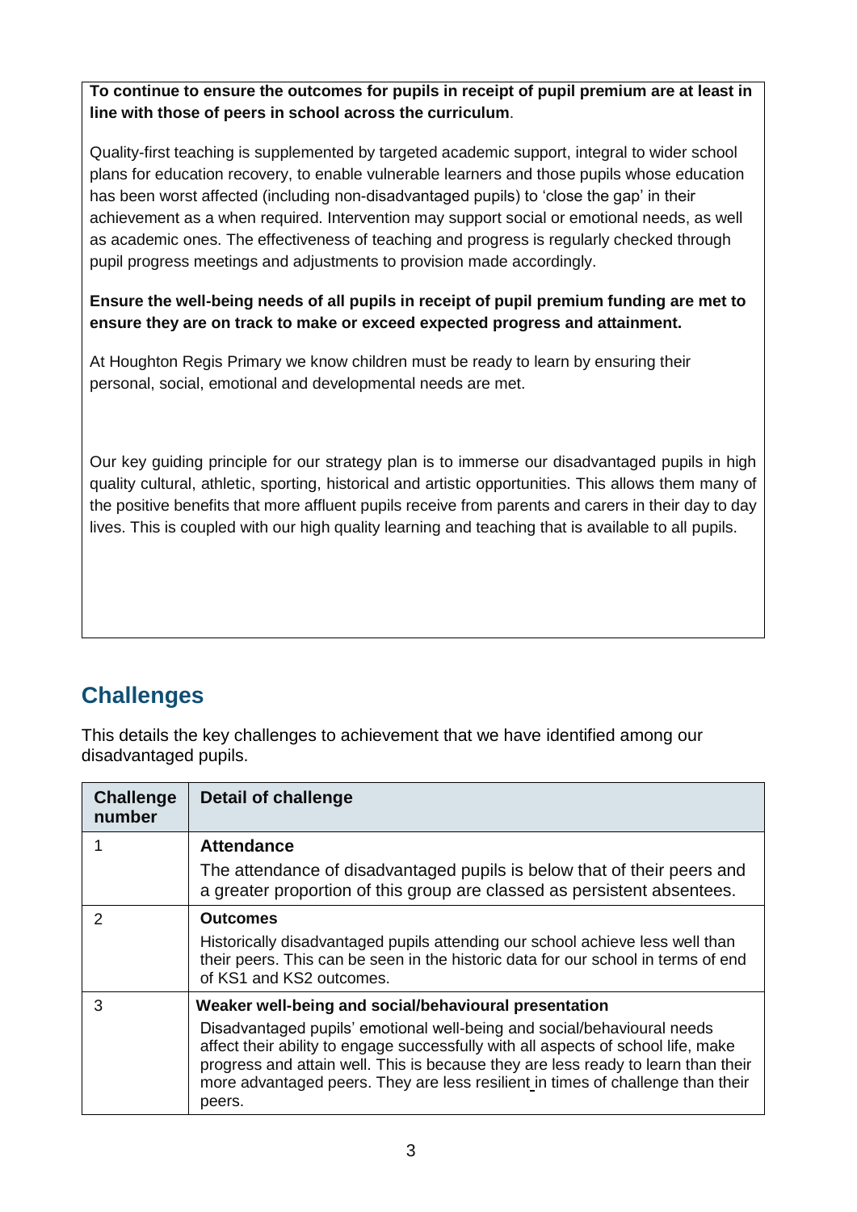**To continue to ensure the outcomes for pupils in receipt of pupil premium are at least in line with those of peers in school across the curriculum**.

Quality-first teaching is supplemented by targeted academic support, integral to wider school plans for education recovery, to enable vulnerable learners and those pupils whose education has been worst affected (including non-disadvantaged pupils) to 'close the gap' in their achievement as a when required. Intervention may support social or emotional needs, as well as academic ones. The effectiveness of teaching and progress is regularly checked through pupil progress meetings and adjustments to provision made accordingly.

**Ensure the well-being needs of all pupils in receipt of pupil premium funding are met to ensure they are on track to make or exceed expected progress and attainment.**

At Houghton Regis Primary we know children must be ready to learn by ensuring their personal, social, emotional and developmental needs are met.

Our key guiding principle for our strategy plan is to immerse our disadvantaged pupils in high quality cultural, athletic, sporting, historical and artistic opportunities. This allows them many of the positive benefits that more affluent pupils receive from parents and carers in their day to day lives. This is coupled with our high quality learning and teaching that is available to all pupils.

## Challenges

This details the key challenges to achievement that we have identified among our disadvantaged pupils.

| Challenge number | Detail of challenge |
| --- | --- |
| 1 | **Attendance**<br>The attendance of disadvantaged pupils is below that of their peers and a greater proportion of this group are classed as persistent absentees. |
| 2 | **Outcomes**<br>Historically disadvantaged pupils attending our school achieve less well than their peers. This can be seen in the historic data for our school in terms of end of KS1 and KS2 outcomes. |
| 3 | **Weaker well-being and social/behavioural presentation**<br>Disadvantaged pupils' emotional well-being and social/behavioural needs affect their ability to engage successfully with all aspects of school life, make progress and attain well. This is because they are less ready to learn than their more advantaged peers. They are less resilient in times of challenge than their peers. |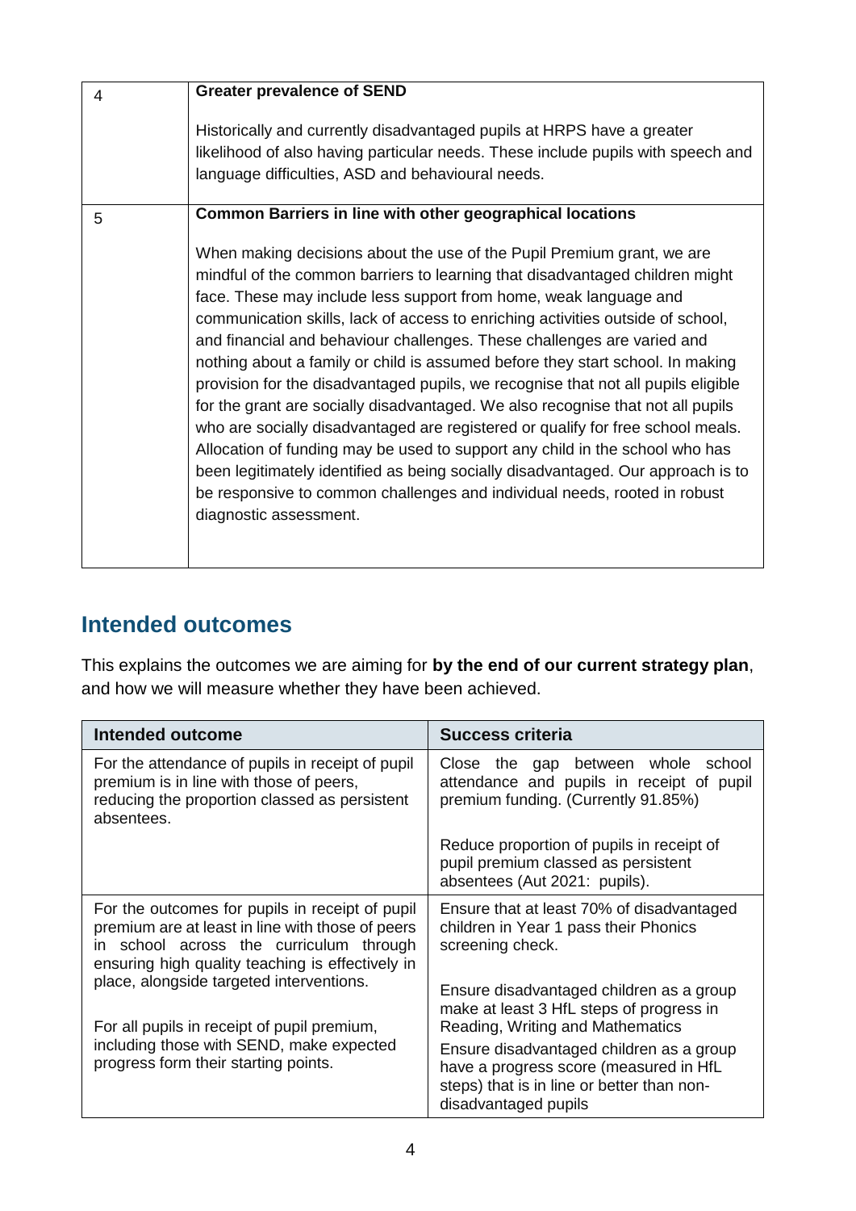| | |
|---|---|
| 4 | **Greater prevalence of SEND**<br><br>Historically and currently disadvantaged pupils at HRPS have a greater likelihood of also having particular needs. These include pupils with speech and language difficulties, ASD and behavioural needs. |
| 5 | **Common Barriers in line with other geographical locations**<br><br>When making decisions about the use of the Pupil Premium grant, we are mindful of the common barriers to learning that disadvantaged children might face. These may include less support from home, weak language and communication skills, lack of access to enriching activities outside of school, and financial and behaviour challenges. These challenges are varied and nothing about a family or child is assumed before they start school. In making provision for the disadvantaged pupils, we recognise that not all pupils eligible for the grant are socially disadvantaged. We also recognise that not all pupils who are socially disadvantaged are registered or qualify for free school meals. Allocation of funding may be used to support any child in the school who has been legitimately identified as being socially disadvantaged. Our approach is to be responsive to common challenges and individual needs, rooted in robust diagnostic assessment. |

## Intended outcomes

This explains the outcomes we are aiming for **by the end of our current strategy plan**, and how we will measure whether they have been achieved.

| Intended outcome | Success criteria |
|---|---|
| For the attendance of pupils in receipt of pupil premium is in line with those of peers, reducing the proportion classed as persistent absentees. | Close the gap between whole school attendance and pupils in receipt of pupil premium funding. (Currently 91.85%)<br><br>Reduce proportion of pupils in receipt of pupil premium classed as persistent absentees (Aut 2021: pupils). |
| For the outcomes for pupils in receipt of pupil premium are at least in line with those of peers in school across the curriculum through ensuring high quality teaching is effectively in place, alongside targeted interventions.<br><br>For all pupils in receipt of pupil premium, including those with SEND, make expected progress form their starting points. | Ensure that at least 70% of disadvantaged children in Year 1 pass their Phonics screening check.<br><br>Ensure disadvantaged children as a group make at least 3 HfL steps of progress in Reading, Writing and Mathematics<br><br>Ensure disadvantaged children as a group have a progress score (measured in HfL steps) that is in line or better than non-disadvantaged pupils |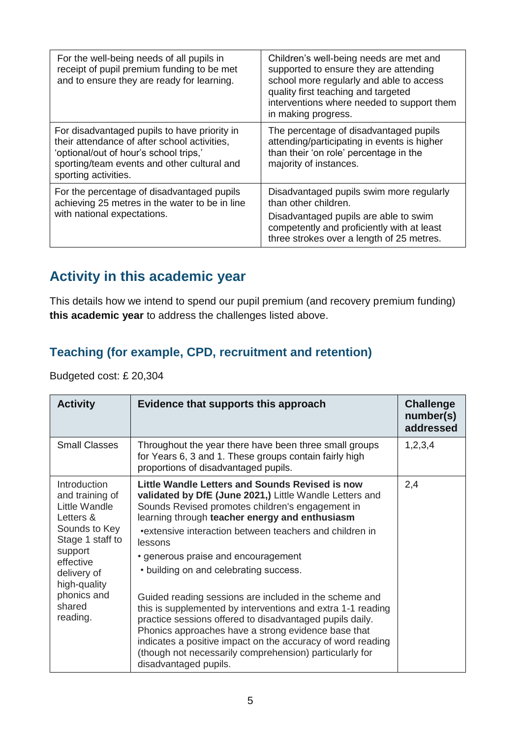| | |
|---|---|
| For the well-being needs of all pupils in receipt of pupil premium funding to be met and to ensure they are ready for learning. | Children's well-being needs are met and supported to ensure they are attending school more regularly and able to access quality first teaching and targeted interventions where needed to support them in making progress. |
| For disadvantaged pupils to have priority in their attendance of after school activities, 'optional/out of hour's school trips,' sporting/team events and other cultural and sporting activities. | The percentage of disadvantaged pupils attending/participating in events is higher than their 'on role' percentage in the majority of instances. |
| For the percentage of disadvantaged pupils achieving 25 metres in the water to be in line with national expectations. | Disadvantaged pupils swim more regularly than other children.<br>Disadvantaged pupils are able to swim competently and proficiently with at least three strokes over a length of 25 metres. |

## Activity in this academic year

This details how we intend to spend our pupil premium (and recovery premium funding) **this academic year** to address the challenges listed above.

### Teaching (for example, CPD, recruitment and retention)

Budgeted cost: £ 20,304

| Activity | Evidence that supports this approach | Challenge number(s) addressed |
|---|---|---|
| Small Classes | Throughout the year there have been three small groups for Years 6, 3 and 1. These groups contain fairly high proportions of disadvantaged pupils. | 1,2,3,4 |
| Introduction and training of Little Wandle Letters & Sounds to Key Stage 1 staff to support effective delivery of high-quality phonics and shared reading. | **Little Wandle Letters and Sounds Revised is now validated by DfE (June 2021,)** Little Wandle Letters and Sounds Revised promotes children's engagement in learning through **teacher energy and enthusiasm**<br>•extensive interaction between teachers and children in lessons<br>• generous praise and encouragement<br>• building on and celebrating success.<br><br>Guided reading sessions are included in the scheme and this is supplemented by interventions and extra 1-1 reading practice sessions offered to disadvantaged pupils daily. Phonics approaches have a strong evidence base that indicates a positive impact on the accuracy of word reading (though not necessarily comprehension) particularly for disadvantaged pupils. | 2,4 |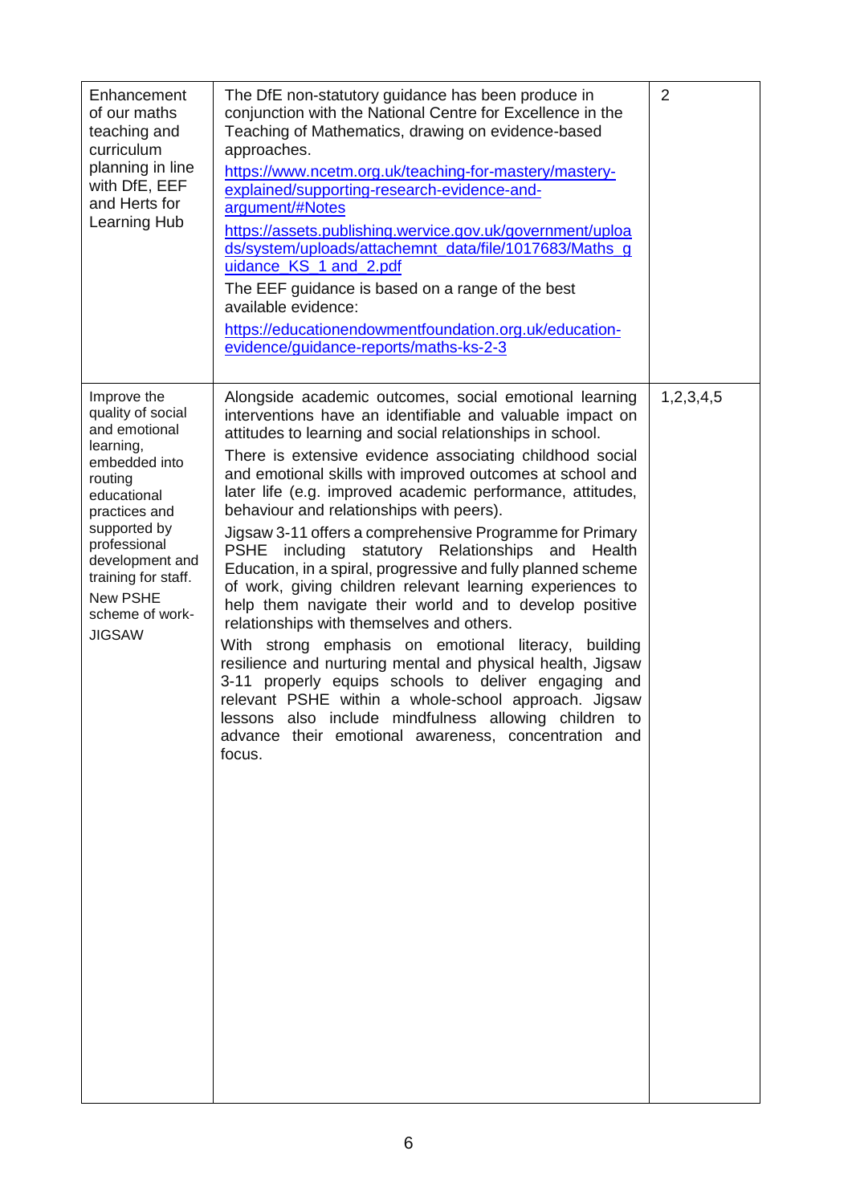| | | |
|---|---|---|
| Enhancement of our maths teaching and curriculum planning in line with DfE, EEF and Herts for Learning Hub | The DfE non-statutory guidance has been produce in conjunction with the National Centre for Excellence in the Teaching of Mathematics, drawing on evidence-based approaches.<br>[https://www.ncetm.org.uk/teaching-for-mastery/mastery-explained/supporting-research-evidence-and-argument/#Notes](https://www.ncetm.org.uk/teaching-for-mastery/mastery-explained/supporting-research-evidence-and-argument/#Notes)<br>[https://assets.publishing.wervice.gov.uk/government/uploads/system/uploads/attachemnt_data/file/1017683/Maths_guidance_KS_1_and_2.pdf](https://assets.publishing.wervice.gov.uk/government/uploads/system/uploads/attachemnt_data/file/1017683/Maths_guidance_KS_1_and_2.pdf)<br>The EEF guidance is based on a range of the best available evidence:<br>[https://educationendowmentfoundation.org.uk/education-evidence/guidance-reports/maths-ks-2-3](https://educationendowmentfoundation.org.uk/education-evidence/guidance-reports/maths-ks-2-3) | 2 |
| Improve the quality of social and emotional learning, embedded into routing educational practices and supported by professional development and training for staff.<br>New PSHE scheme of work-JIGSAW | Alongside academic outcomes, social emotional learning interventions have an identifiable and valuable impact on attitudes to learning and social relationships in school.<br>There is extensive evidence associating childhood social and emotional skills with improved outcomes at school and later life (e.g. improved academic performance, attitudes, behaviour and relationships with peers).<br>Jigsaw 3-11 offers a comprehensive Programme for Primary PSHE including statutory Relationships and Health Education, in a spiral, progressive and fully planned scheme of work, giving children relevant learning experiences to help them navigate their world and to develop positive relationships with themselves and others.<br>With strong emphasis on emotional literacy, building resilience and nurturing mental and physical health, Jigsaw 3-11 properly equips schools to deliver engaging and relevant PSHE within a whole-school approach. Jigsaw lessons also include mindfulness allowing children to advance their emotional awareness, concentration and focus. | 1,2,3,4,5 |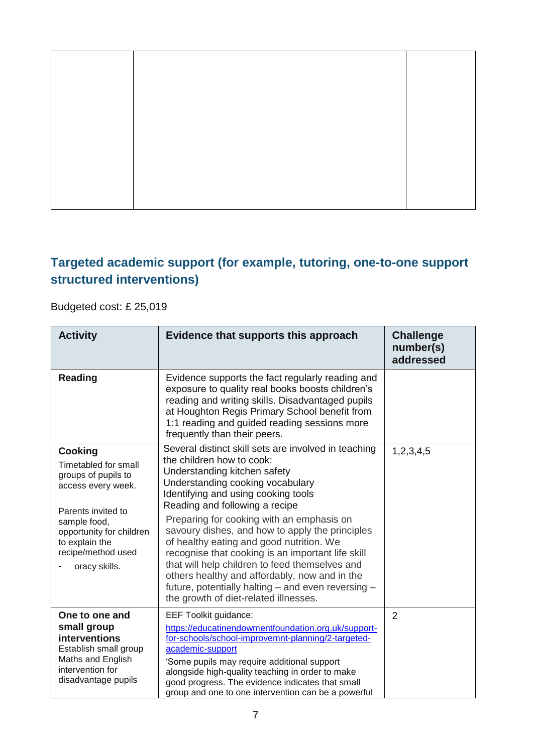| | | |
|---|---|---|
| | | |

## Targeted academic support (for example, tutoring, one-to-one support structured interventions)

Budgeted cost: £ 25,019

| Activity | Evidence that supports this approach | Challenge number(s) addressed |
|---|---|---|
| **Reading** | Evidence supports the fact regularly reading and exposure to quality real books boosts children's reading and writing skills. Disadvantaged pupils at Houghton Regis Primary School benefit from 1:1 reading and guided reading sessions more frequently than their peers. | |
| **Cooking**<br>Timetabled for small groups of pupils to access every week.<br><br>Parents invited to sample food, opportunity for children to explain the recipe/method used<br>- oracy skills. | Several distinct skill sets are involved in teaching the children how to cook:<br>Understanding kitchen safety<br>Understanding cooking vocabulary<br>Identifying and using cooking tools<br>Reading and following a recipe<br>Preparing for cooking with an emphasis on savoury dishes, and how to apply the principles of healthy eating and good nutrition. We recognise that cooking is an important life skill that will help children to feed themselves and others healthy and affordably, now and in the future, potentially halting – and even reversing – the growth of diet-related illnesses. | 1,2,3,4,5 |
| **One to one and small group interventions**<br>Establish small group Maths and English intervention for disadvantage pupils | EEF Toolkit guidance:<br>[https://educatinendowmentfoundation.org.uk/support-for-schools/school-improvemnt-planning/2-targeted-academic-support](https://educatinendowmentfoundation.org.uk/support-for-schools/school-improvemnt-planning/2-targeted-academic-support)<br>'Some pupils may require additional support alongside high-quality teaching in order to make good progress. The evidence indicates that small group and one to one intervention can be a powerful | 2 |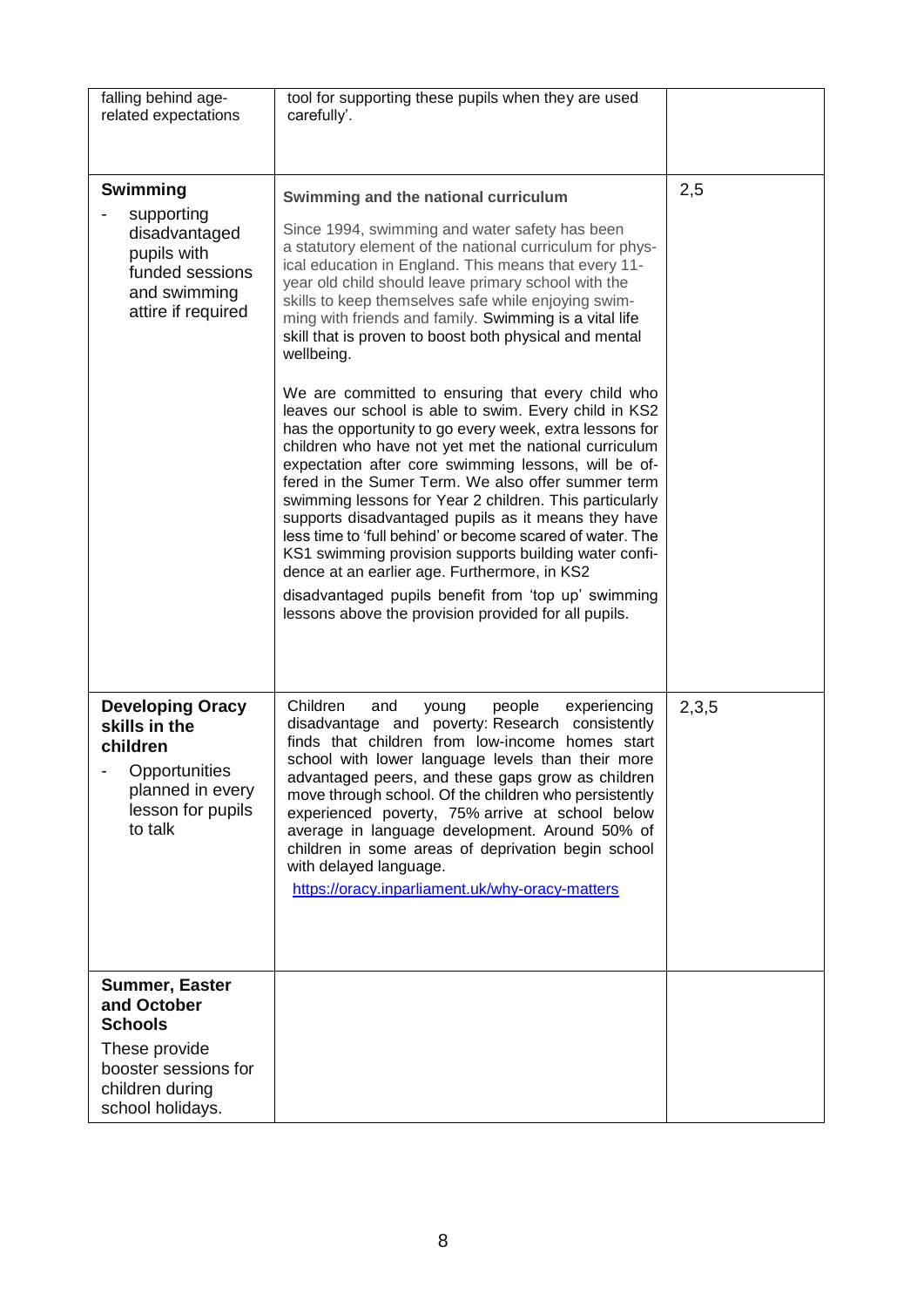| | | |
|---|---|---|
| falling behind age-related expectations | tool for supporting these pupils when they are used carefully'. | |
| **Swimming**<br>- supporting disadvantaged pupils with funded sessions and swimming attire if required | **Swimming and the national curriculum**<br><br>Since 1994, swimming and water safety has been a statutory element of the national curriculum for physical education in England. This means that every 11-year old child should leave primary school with the skills to keep themselves safe while enjoying swimming with friends and family. Swimming is a vital life skill that is proven to boost both physical and mental wellbeing.<br><br>We are committed to ensuring that every child who leaves our school is able to swim. Every child in KS2 has the opportunity to go every week, extra lessons for children who have not yet met the national curriculum expectation after core swimming lessons, will be offered in the Sumer Term. We also offer summer term swimming lessons for Year 2 children. This particularly supports disadvantaged pupils as it means they have less time to 'full behind' or become scared of water. The KS1 swimming provision supports building water confidence at an earlier age. Furthermore, in KS2 disadvantaged pupils benefit from 'top up' swimming lessons above the provision provided for all pupils. | 2,5 |
| **Developing Oracy skills in the children**<br>- Opportunities planned in every lesson for pupils to talk | Children and young people experiencing disadvantage and poverty: Research consistently finds that children from low-income homes start school with lower language levels than their more advantaged peers, and these gaps grow as children move through school. Of the children who persistently experienced poverty, 75% arrive at school below average in language development. Around 50% of children in some areas of deprivation begin school with delayed language.<br><br>https://oracy.inparliament.uk/why-oracy-matters | 2,3,5 |
| **Summer, Easter and October Schools**<br>These provide booster sessions for children during school holidays. | | |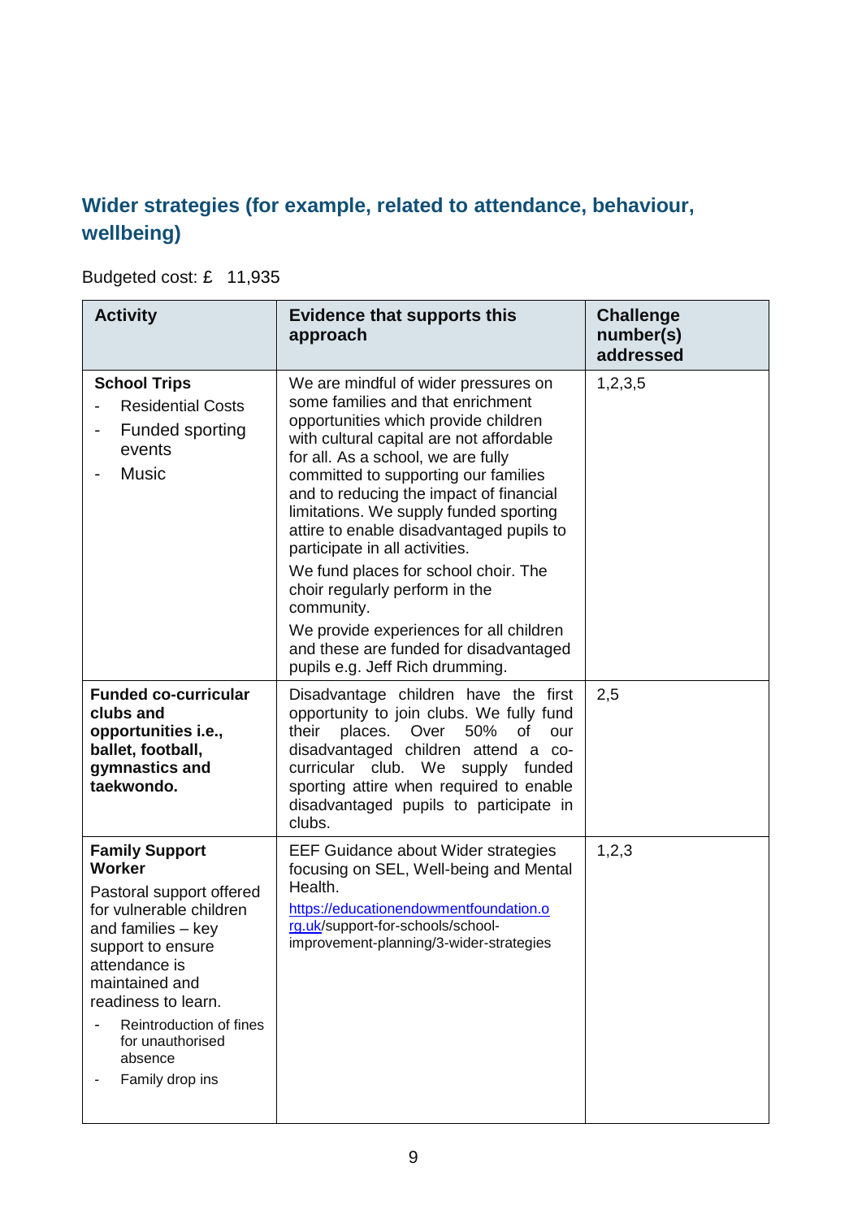## Wider strategies (for example, related to attendance, behaviour, wellbeing)

Budgeted cost: £ 11,935

| Activity | Evidence that supports this approach | Challenge number(s) addressed |
|---|---|---|
| **School Trips**<br>- Residential Costs<br>- Funded sporting events<br>- Music | We are mindful of wider pressures on some families and that enrichment opportunities which provide children with cultural capital are not affordable for all. As a school, we are fully committed to supporting our families and to reducing the impact of financial limitations. We supply funded sporting attire to enable disadvantaged pupils to participate in all activities.<br>We fund places for school choir. The choir regularly perform in the community.<br>We provide experiences for all children and these are funded for disadvantaged pupils e.g. Jeff Rich drumming. | 1,2,3,5 |
| **Funded co-curricular clubs and opportunities i.e., ballet, football, gymnastics and taekwondo.** | Disadvantage children have the first opportunity to join clubs. We fully fund their places. Over 50% of our disadvantaged children attend a co-curricular club. We supply funded sporting attire when required to enable disadvantaged pupils to participate in clubs. | 2,5 |
| **Family Support Worker**<br>Pastoral support offered for vulnerable children and families – key support to ensure attendance is maintained and readiness to learn.<br>- Reintroduction of fines for unauthorised absence<br>- Family drop ins | EEF Guidance about Wider strategies focusing on SEL, Well-being and Mental Health.<br>https://educationendowmentfoundation.org.uk/support-for-schools/school-improvement-planning/3-wider-strategies | 1,2,3 |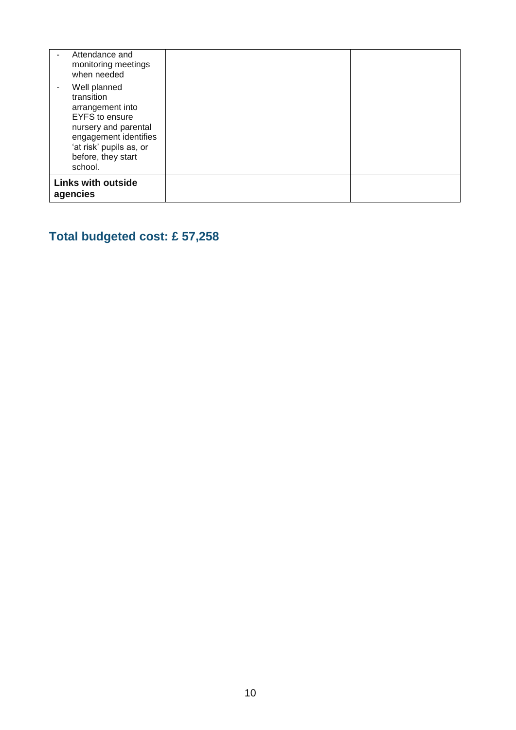| | | |
|---|---|---|
| - Attendance and monitoring meetings when needed<br>- Well planned transition arrangement into EYFS to ensure nursery and parental engagement identifies 'at risk' pupils as, or before, they start school. | | |
| **Links with outside agencies** | | |

## Total budgeted cost: £ 57,258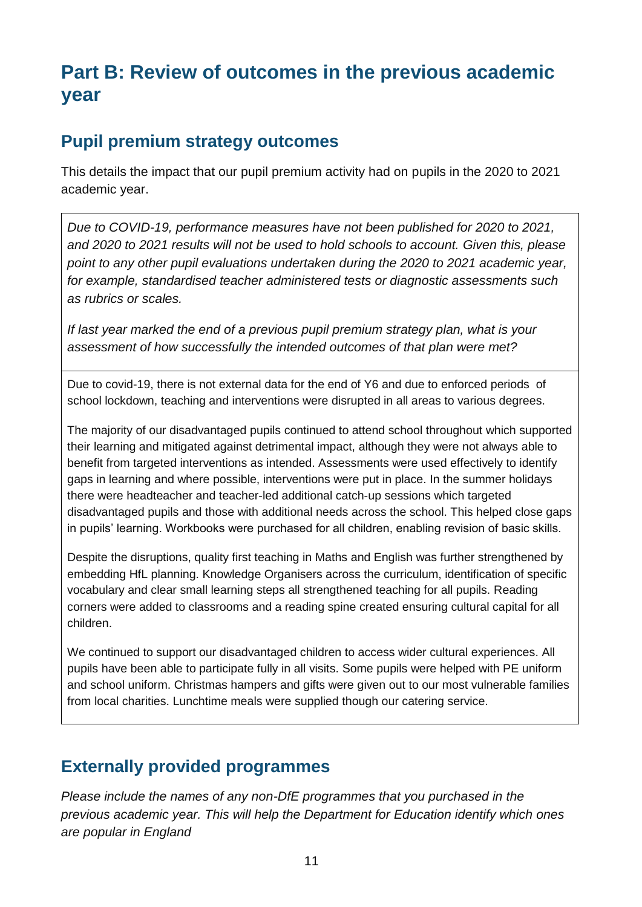# Part B: Review of outcomes in the previous academic year

## Pupil premium strategy outcomes

This details the impact that our pupil premium activity had on pupils in the 2020 to 2021 academic year.

| *Due to COVID-19, performance measures have not been published for 2020 to 2021, and 2020 to 2021 results will not be used to hold schools to account. Given this, please point to any other pupil evaluations undertaken during the 2020 to 2021 academic year, for example, standardised teacher administered tests or diagnostic assessments such as rubrics or scales.*<br><br>*If last year marked the end of a previous pupil premium strategy plan, what is your assessment of how successfully the intended outcomes of that plan were met?* |
|---|
| Due to covid-19, there is not external data for the end of Y6 and due to enforced periods of school lockdown, teaching and interventions were disrupted in all areas to various degrees.<br><br>The majority of our disadvantaged pupils continued to attend school throughout which supported their learning and mitigated against detrimental impact, although they were not always able to benefit from targeted interventions as intended. Assessments were used effectively to identify gaps in learning and where possible, interventions were put in place. In the summer holidays there were headteacher and teacher-led additional catch-up sessions which targeted disadvantaged pupils and those with additional needs across the school. This helped close gaps in pupils' learning. Workbooks were purchased for all children, enabling revision of basic skills.<br><br>Despite the disruptions, quality first teaching in Maths and English was further strengthened by embedding HfL planning. Knowledge Organisers across the curriculum, identification of specific vocabulary and clear small learning steps all strengthened teaching for all pupils. Reading corners were added to classrooms and a reading spine created ensuring cultural capital for all children.<br><br>We continued to support our disadvantaged children to access wider cultural experiences. All pupils have been able to participate fully in all visits. Some pupils were helped with PE uniform and school uniform. Christmas hampers and gifts were given out to our most vulnerable families from local charities. Lunchtime meals were supplied though our catering service. |

## Externally provided programmes

*Please include the names of any non-DfE programmes that you purchased in the previous academic year. This will help the Department for Education identify which ones are popular in England*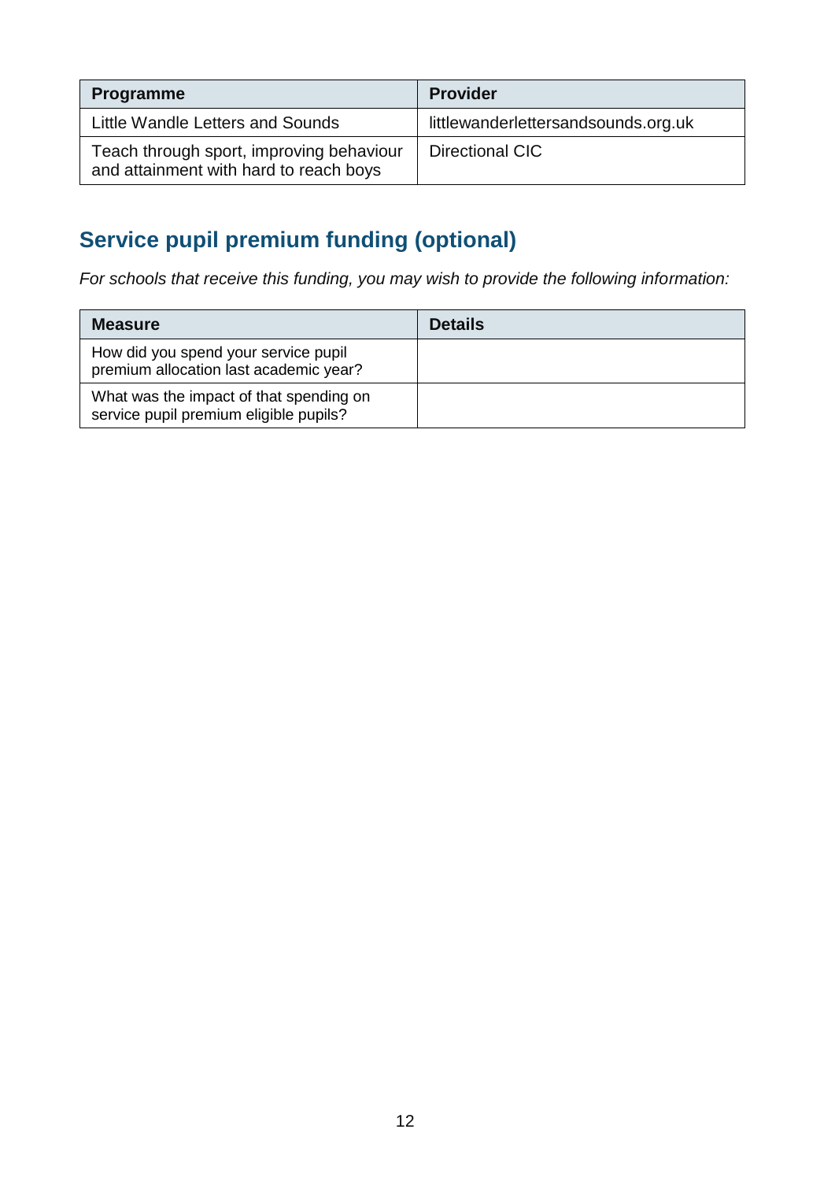| Programme | Provider |
| --- | --- |
| Little Wandle Letters and Sounds | littlewanderlettersandsounds.org.uk |
| Teach through sport, improving behaviour and attainment with hard to reach boys | Directional CIC |

## Service pupil premium funding (optional)

*For schools that receive this funding, you may wish to provide the following information:*

| Measure | Details |
| --- | --- |
| How did you spend your service pupil premium allocation last academic year? | |
| What was the impact of that spending on service pupil premium eligible pupils? | |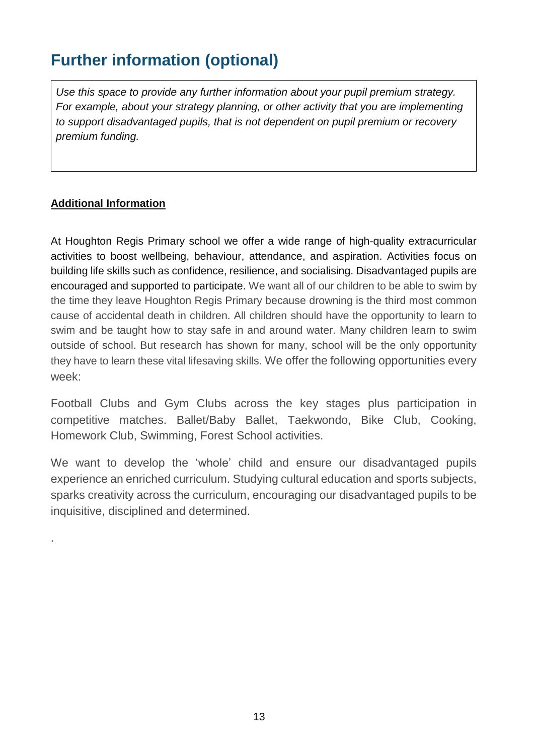## Further information (optional)

*Use this space to provide any further information about your pupil premium strategy. For example, about your strategy planning, or other activity that you are implementing to support disadvantaged pupils, that is not dependent on pupil premium or recovery premium funding.*

**Additional Information**

At Houghton Regis Primary school we offer a wide range of high-quality extracurricular activities to boost wellbeing, behaviour, attendance, and aspiration. Activities focus on building life skills such as confidence, resilience, and socialising. Disadvantaged pupils are encouraged and supported to participate. We want all of our children to be able to swim by the time they leave Houghton Regis Primary because drowning is the third most common cause of accidental death in children. All children should have the opportunity to learn to swim and be taught how to stay safe in and around water. Many children learn to swim outside of school. But research has shown for many, school will be the only opportunity they have to learn these vital lifesaving skills. We offer the following opportunities every week:

Football Clubs and Gym Clubs across the key stages plus participation in competitive matches. Ballet/Baby Ballet, Taekwondo, Bike Club, Cooking, Homework Club, Swimming, Forest School activities.

We want to develop the 'whole' child and ensure our disadvantaged pupils experience an enriched curriculum. Studying cultural education and sports subjects, sparks creativity across the curriculum, encouraging our disadvantaged pupils to be inquisitive, disciplined and determined.

.